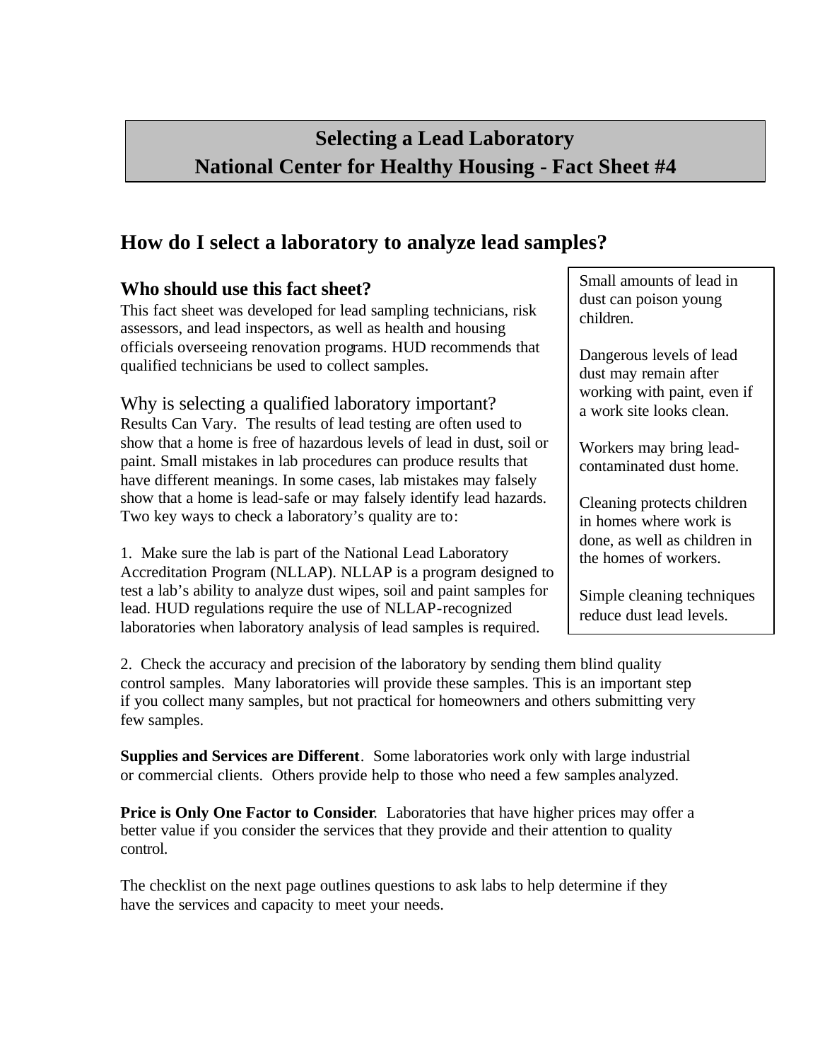# Selecting a Lead Laboratory
# National Center for Healthy Housing - Fact Sheet #4

## How do I select a laboratory to analyze lead samples?

### Who should use this fact sheet?

This fact sheet was developed for lead sampling technicians, risk assessors, and lead inspectors, as well as health and housing officials overseeing renovation programs. HUD recommends that qualified technicians be used to collect samples.

> Small amounts of lead in dust can poison young children.
>
> Dangerous levels of lead dust may remain after working with paint, even if a work site looks clean.
>
> Workers may bring lead-contaminated dust home.
>
> Cleaning protects children in homes where work is done, as well as children in the homes of workers.
>
> Simple cleaning techniques reduce dust lead levels.

### Why is selecting a qualified laboratory important?

Results Can Vary. The results of lead testing are often used to show that a home is free of hazardous levels of lead in dust, soil or paint. Small mistakes in lab procedures can produce results that have different meanings. In some cases, lab mistakes may falsely show that a home is lead-safe or may falsely identify lead hazards. Two key ways to check a laboratory's quality are to:

1. Make sure the lab is part of the National Lead Laboratory Accreditation Program (NLLAP). NLLAP is a program designed to test a lab's ability to analyze dust wipes, soil and paint samples for lead. HUD regulations require the use of NLLAP-recognized laboratories when laboratory analysis of lead samples is required.

2. Check the accuracy and precision of the laboratory by sending them blind quality control samples. Many laboratories will provide these samples. This is an important step if you collect many samples, but not practical for homeowners and others submitting very few samples.

**Supplies and Services are Different**. Some laboratories work only with large industrial or commercial clients. Others provide help to those who need a few samples analyzed.

**Price is Only One Factor to Consider**. Laboratories that have higher prices may offer a better value if you consider the services that they provide and their attention to quality control.

The checklist on the next page outlines questions to ask labs to help determine if they have the services and capacity to meet your needs.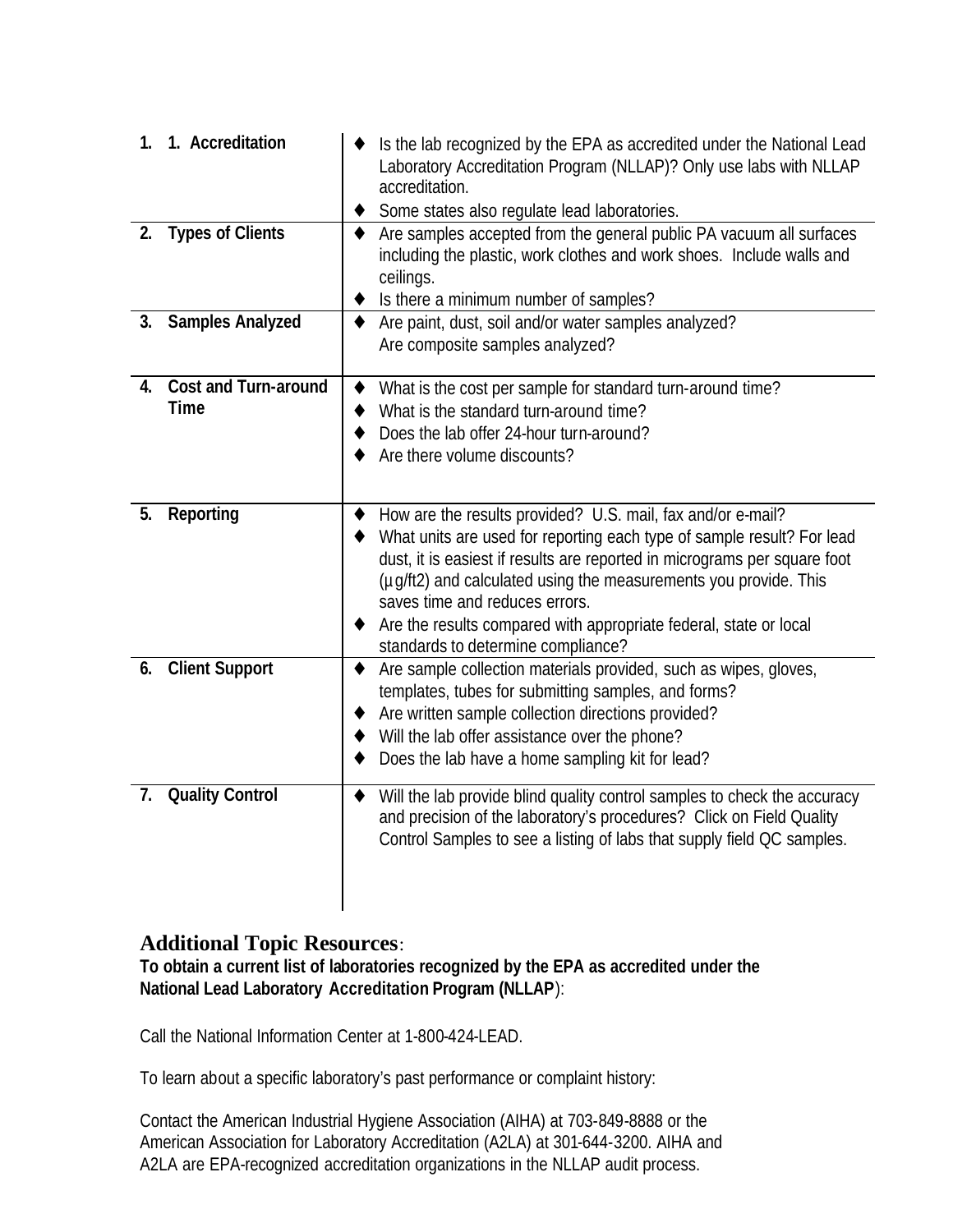| | |
|---|---|
| 1. 1. **Accreditation** | ♦ Is the lab recognized by the EPA as accredited under the National Lead Laboratory Accreditation Program (NLLAP)? Only use labs with NLLAP accreditation.<br>♦ Some states also regulate lead laboratories. |
| 2. **Types of Clients** | ♦ Are samples accepted from the general public PA vacuum all surfaces including the plastic, work clothes and work shoes. Include walls and ceilings.<br>♦ Is there a minimum number of samples? |
| 3. **Samples Analyzed** | ♦ Are paint, dust, soil and/or water samples analyzed? Are composite samples analyzed? |
| 4. **Cost and Turn-around Time** | ♦ What is the cost per sample for standard turn-around time?<br>♦ What is the standard turn-around time?<br>♦ Does the lab offer 24-hour turn-around?<br>♦ Are there volume discounts? |
| 5. **Reporting** | ♦ How are the results provided? U.S. mail, fax and/or e-mail?<br>♦ What units are used for reporting each type of sample result? For lead dust, it is easiest if results are reported in micrograms per square foot (µg/ft2) and calculated using the measurements you provide. This saves time and reduces errors.<br>♦ Are the results compared with appropriate federal, state or local standards to determine compliance? |
| 6. **Client Support** | ♦ Are sample collection materials provided, such as wipes, gloves, templates, tubes for submitting samples, and forms?<br>♦ Are written sample collection directions provided?<br>♦ Will the lab offer assistance over the phone?<br>♦ Does the lab have a home sampling kit for lead? |
| 7. **Quality Control** | ♦ Will the lab provide blind quality control samples to check the accuracy and precision of the laboratory's procedures? Click on Field Quality Control Samples to see a listing of labs that supply field QC samples. |

## Additional Topic Resources:

**To obtain a current list of laboratories recognized by the EPA as accredited under the National Lead Laboratory Accreditation Program (NLLAP**):

Call the National Information Center at 1-800-424-LEAD.

To learn about a specific laboratory's past performance or complaint history:

Contact the American Industrial Hygiene Association (AIHA) at 703-849-8888 or the American Association for Laboratory Accreditation (A2LA) at 301-644-3200. AIHA and A2LA are EPA-recognized accreditation organizations in the NLLAP audit process.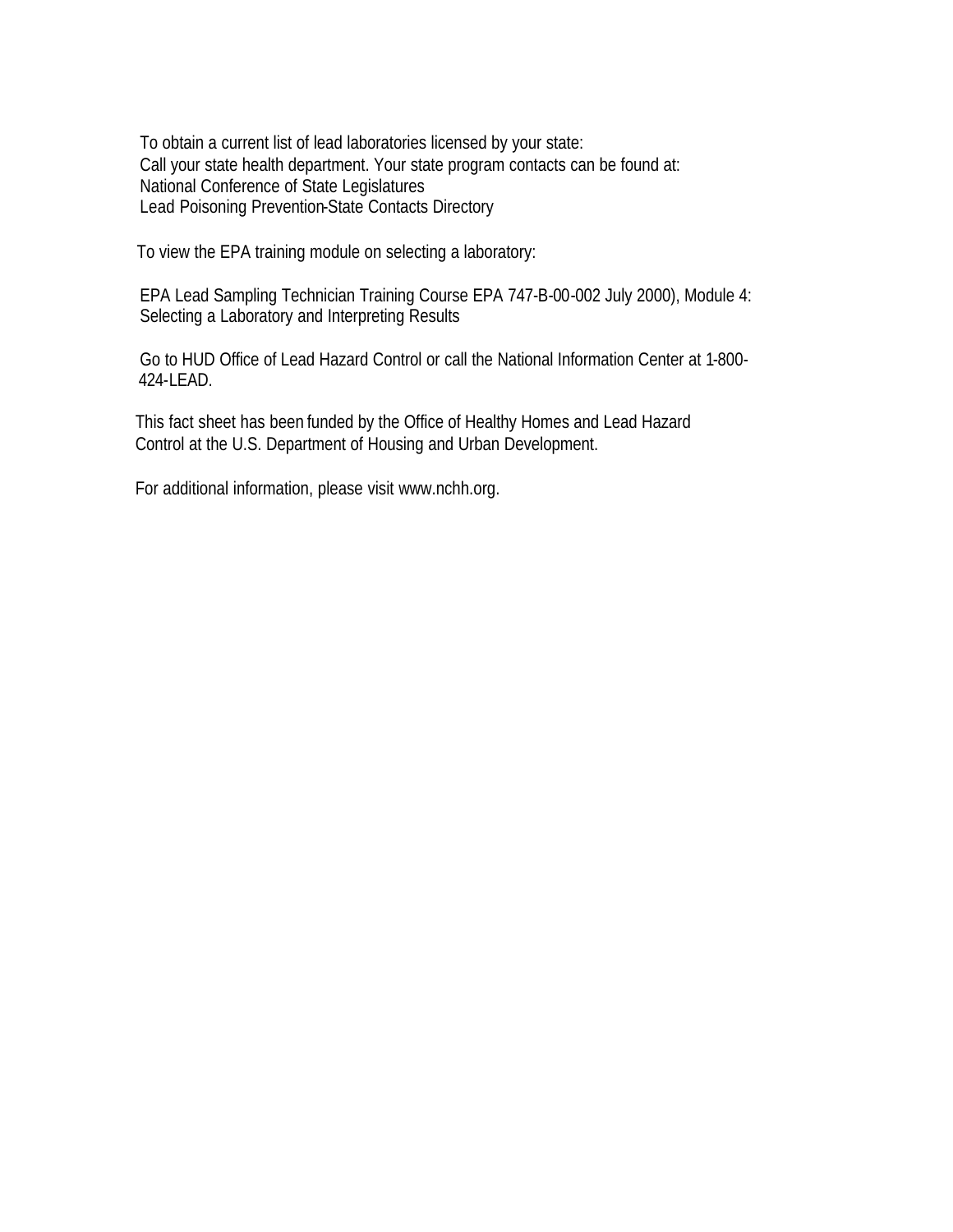To obtain a current list of lead laboratories licensed by your state:
Call your state health department. Your state program contacts can be found at:
National Conference of State Legislatures
Lead Poisoning Prevention-State Contacts Directory

To view the EPA training module on selecting a laboratory:

EPA Lead Sampling Technician Training Course EPA 747-B-00-002 July 2000), Module 4:
Selecting a Laboratory and Interpreting Results

Go to HUD Office of Lead Hazard Control or call the National Information Center at 1-800-424-LEAD.

This fact sheet has been funded by the Office of Healthy Homes and Lead Hazard Control at the U.S. Department of Housing and Urban Development.

For additional information, please visit www.nchh.org.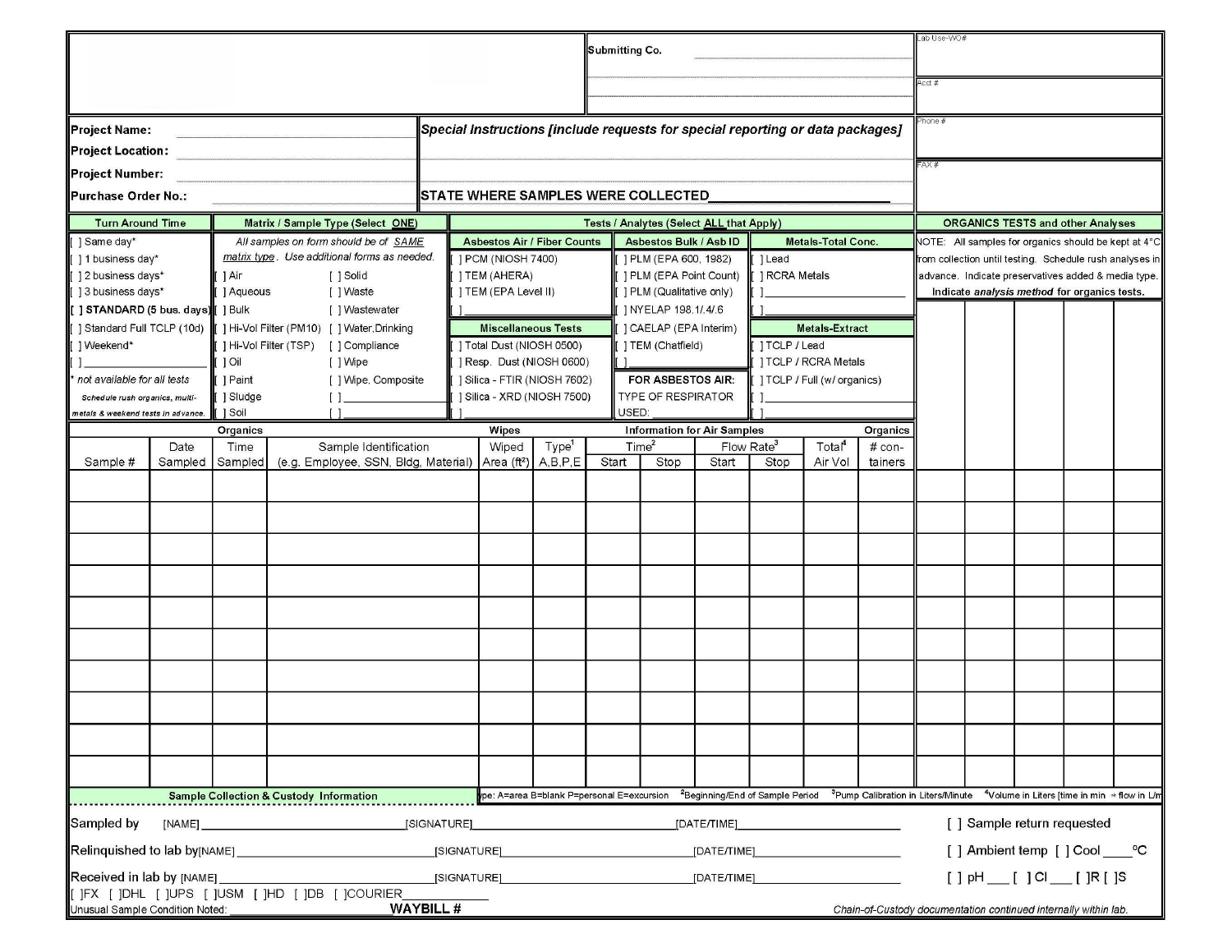| | Submitting Co. | Lab Use-WO# |
|---|---|---|
| | | Acct # |

**Project Name:**

**Project Location:**

**Project Number:**

**Purchase Order No.:**

***Special Instructions [include requests for special reporting or data packages]***

**STATE WHERE SAMPLES WERE COLLECTED**\_\_\_\_\_\_\_\_\_\_\_\_\_\_\_\_\_\_\_\_\_\_\_\_

Phone #

FAX #

**Turn Around Time**

- [ ] Same day*
- [ ] 1 business day*
- [ ] 2 business days*
- [ ] 3 business days*
- **[ ] STANDARD (5 bus. days)**
- [ ] Standard Full TCLP (10d)
- [ ] Weekend*
- [ ] \_\_\_\_\_\_\_\_\_\_\_\_

*\* not available for all tests*

*Schedule rush organics, multi-metals & weekend tests in advance.*

**Matrix / Sample Type (Select ONE)**

*All samples on form should be of SAME matrix type. Use additional forms as needed.*

| | |
|---|---|
| [ ] Air | [ ] Solid |
| [ ] Aqueous | [ ] Waste |
| [ ] Bulk | [ ] Wastewater |
| [ ] Hi-Vol Filter (PM10) | [ ] Water,Drinking |
| [ ] Hi-Vol Filter (TSP) | [ ] Compliance |
| [ ] Oil | [ ] Wipe |
| [ ] Paint | [ ] Wipe, Composite |
| [ ] Sludge | [ ] \_\_\_\_\_\_\_\_\_\_ |
| [ ] Soil | [ ] |

**Tests / Analytes (Select ALL that Apply)**

**Asbestos Air / Fiber Counts**

- [ ] PCM (NIOSH 7400)
- [ ] TEM (AHERA)
- [ ] TEM (EPA Level II)
- [ ] \_\_\_\_\_\_\_\_\_\_

**Miscellaneous Tests**

- [ ] Total Dust (NIOSH 0500)
- [ ] Resp. Dust (NIOSH 0600)
- [ ] Silica - FTIR (NIOSH 7602)
- [ ] Silica - XRD (NIOSH 7500)
- [ ]

**Asbestos Bulk / Asb ID**

- [ ] PLM (EPA 600, 1982)
- [ ] PLM (EPA Point Count)
- [ ] PLM (Qualitative only)
- [ ] NYELAP 198.1/.4/.6
- [ ] CAELAP (EPA Interim)
- [ ] TEM (Chatfield)
- [ ]

**FOR ASBESTOS AIR:**

TYPE OF RESPIRATOR USED:

**Metals-Total Conc.**

- [ ] Lead
- [ ] RCRA Metals
- [ ] \_\_\_\_\_\_\_\_\_\_
- [ ]

**Metals-Extract**

- [ ] TCLP / Lead
- [ ] TCLP / RCRA Metals
- [ ] TCLP / Full (w/ organics)
- [ ]
- [ ]

**ORGANICS TESTS and other Analyses**

NOTE: All samples for organics should be kept at 4°C from collection until testing. Schedule rush analyses in advance. Indicate preservatives added & media type. **Indicate *analysis method* for organics tests.**

| | | Organics | | Wipes | | Information for Air Samples | | | | | Organics | | | | | |
|---|---|---|---|---|---|---|---|---|---|---|---|---|---|---|---|---|
| Sample # | Date Sampled | Time Sampled | Sample Identification (e.g. Employee, SSN, Bldg, Material) | Wiped Area (ft²) | Type[1] A,B,P,E | Time[2] Start | Time[2] Stop | Flow Rate[3] Start | Flow Rate[3] Stop | Total[4] Air Vol | # con-tainers | | | | | |
| | | | | | | | | | | | | | | | | |
| | | | | | | | | | | | | | | | | |
| | | | | | | | | | | | | | | | | |
| | | | | | | | | | | | | | | | | |
| | | | | | | | | | | | | | | | | |
| | | | | | | | | | | | | | | | | |
| | | | | | | | | | | | | | | | | |
| | | | | | | | | | | | | | | | | |
| | | | | | | | | | | | | | | | | |
| | | | | | | | | | | | | | | | | |

**Sample Collection & Custody Information**

[1]Type: A=area B=blank P=personal E=excursion [2]Beginning/End of Sample Period [3]Pump Calibration in Liters/Minute [4]Volume in Liters [time in min ÷ flow in L/m

Sampled by [NAME]\_\_\_\_\_\_\_\_\_\_\_\_\_\_\_\_ [SIGNATURE]\_\_\_\_\_\_\_\_\_\_\_\_\_\_\_\_ [DATE/TIME]\_\_\_\_\_\_\_\_\_\_\_\_ [ ] Sample return requested

Relinquished to lab by[NAME]\_\_\_\_\_\_\_\_\_\_\_\_\_\_\_\_ [SIGNATURE]\_\_\_\_\_\_\_\_\_\_\_\_\_\_\_\_ [DATE/TIME]\_\_\_\_\_\_\_\_\_\_\_\_ [ ] Ambient temp [ ] Cool \_\_\_\_°C

Received in lab by [NAME]\_\_\_\_\_\_\_\_\_\_\_\_\_\_\_\_ [SIGNATURE]\_\_\_\_\_\_\_\_\_\_\_\_\_\_\_\_ [DATE/TIME]\_\_\_\_\_\_\_\_\_\_\_\_ [ ] pH \_\_\_ [ ] Cl \_\_\_ [ ]R [ ]S

[ ]FX [ ]DHL [ ]UPS [ ]USM [ ]HD [ ]DB [ ]COURIER\_\_\_\_\_\_\_\_\_\_\_\_

Unusual Sample Condition Noted: **WAYBILL #**

*Chain-of-Custody documentation continued internally within lab.*